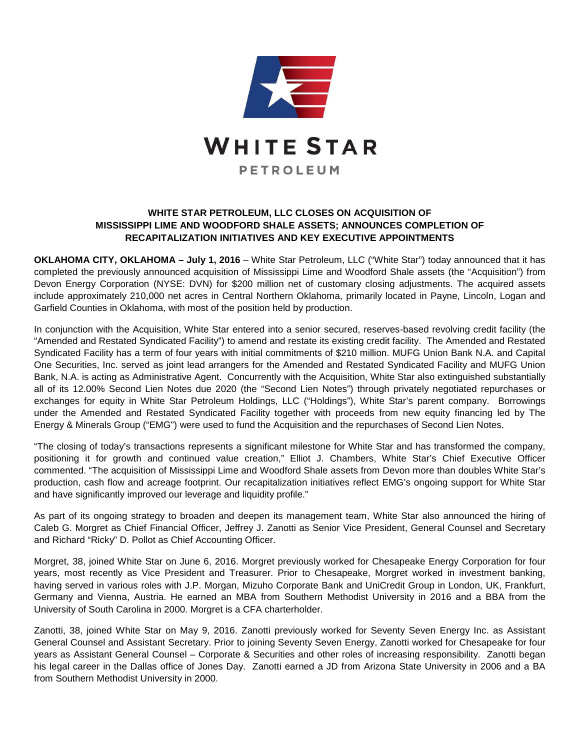WHITE STAR

PETROLEUM

## WHITE STAR PETROLEUM, LLC CLOSES ON ACQUISITION OF MISSISSIPPI LIME AND WOODFORD SHALE ASSETS; ANNOUNCES COMPLETION OF RECAPITALIZATION INITIATIVES AND KEY EXECUTIVE APPOINTMENTS

**OKLAHOMA CITY, OKLAHOMA – July 1, 2016** – White Star Petroleum, LLC ("White Star") today announced that it has completed the previously announced acquisition of Mississippi Lime and Woodford Shale assets (the "Acquisition") from Devon Energy Corporation (NYSE: DVN) for $200 million net of customary closing adjustments. The acquired assets include approximately 210,000 net acres in Central Northern Oklahoma, primarily located in Payne, Lincoln, Logan and Garfield Counties in Oklahoma, with most of the position held by production.

In conjunction with the Acquisition, White Star entered into a senior secured, reserves-based revolving credit facility (the "Amended and Restated Syndicated Facility") to amend and restate its existing credit facility. The Amended and Restated Syndicated Facility has a term of four years with initial commitments of $210 million. MUFG Union Bank N.A. and Capital One Securities, Inc. served as joint lead arrangers for the Amended and Restated Syndicated Facility and MUFG Union Bank, N.A. is acting as Administrative Agent. Concurrently with the Acquisition, White Star also extinguished substantially all of its 12.00% Second Lien Notes due 2020 (the "Second Lien Notes") through privately negotiated repurchases or exchanges for equity in White Star Petroleum Holdings, LLC ("Holdings"), White Star's parent company. Borrowings under the Amended and Restated Syndicated Facility together with proceeds from new equity financing led by The Energy & Minerals Group ("EMG") were used to fund the Acquisition and the repurchases of Second Lien Notes.

"The closing of today's transactions represents a significant milestone for White Star and has transformed the company, positioning it for growth and continued value creation," Elliot J. Chambers, White Star's Chief Executive Officer commented. "The acquisition of Mississippi Lime and Woodford Shale assets from Devon more than doubles White Star's production, cash flow and acreage footprint. Our recapitalization initiatives reflect EMG's ongoing support for White Star and have significantly improved our leverage and liquidity profile."

As part of its ongoing strategy to broaden and deepen its management team, White Star also announced the hiring of Caleb G. Morgret as Chief Financial Officer, Jeffrey J. Zanotti as Senior Vice President, General Counsel and Secretary and Richard "Ricky" D. Pollot as Chief Accounting Officer.

Morgret, 38, joined White Star on June 6, 2016. Morgret previously worked for Chesapeake Energy Corporation for four years, most recently as Vice President and Treasurer. Prior to Chesapeake, Morgret worked in investment banking, having served in various roles with J.P. Morgan, Mizuho Corporate Bank and UniCredit Group in London, UK, Frankfurt, Germany and Vienna, Austria. He earned an MBA from Southern Methodist University in 2016 and a BBA from the University of South Carolina in 2000. Morgret is a CFA charterholder.

Zanotti, 38, joined White Star on May 9, 2016. Zanotti previously worked for Seventy Seven Energy Inc. as Assistant General Counsel and Assistant Secretary. Prior to joining Seventy Seven Energy, Zanotti worked for Chesapeake for four years as Assistant General Counsel – Corporate & Securities and other roles of increasing responsibility. Zanotti began his legal career in the Dallas office of Jones Day. Zanotti earned a JD from Arizona State University in 2006 and a BA from Southern Methodist University in 2000.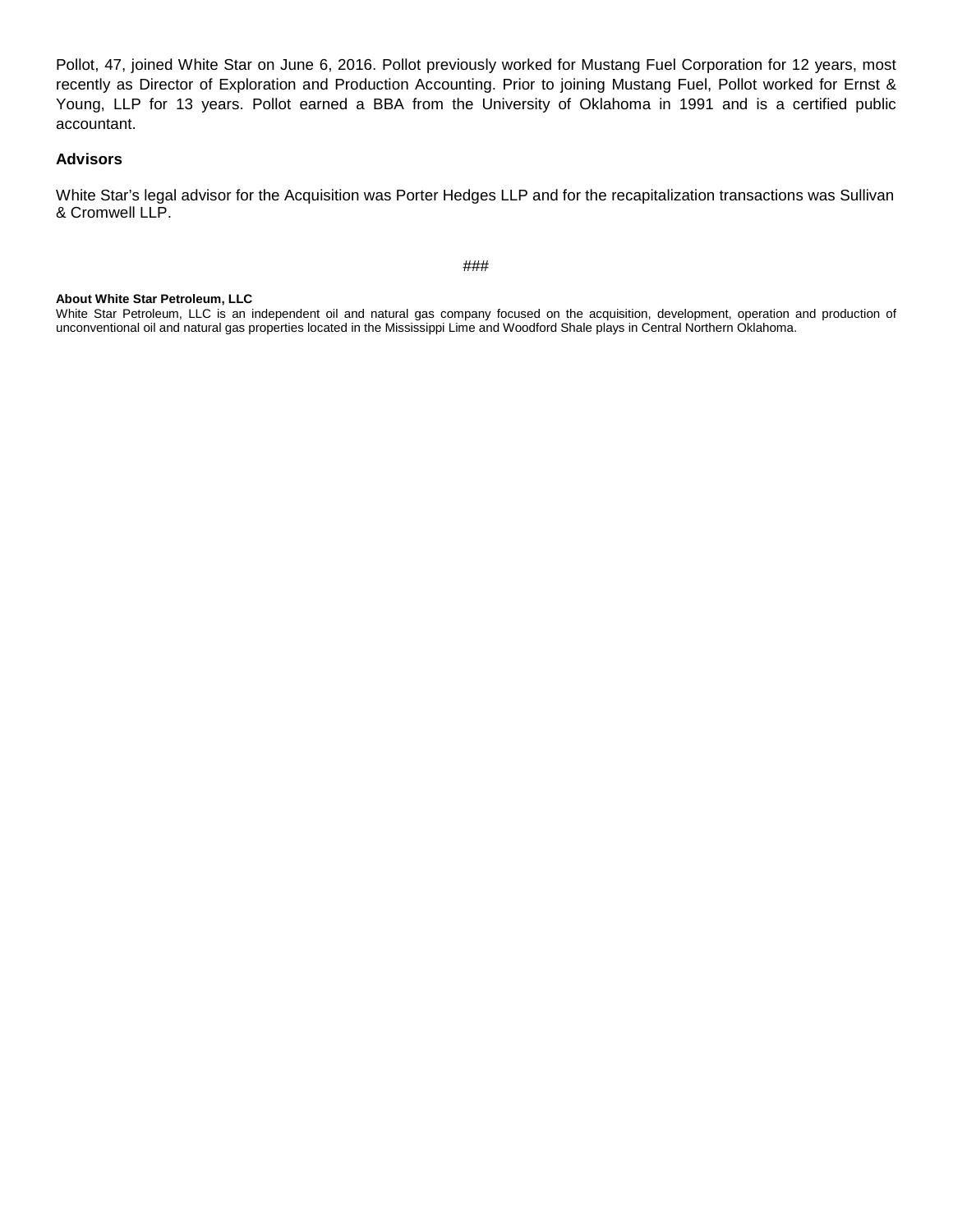Pollot, 47, joined White Star on June 6, 2016. Pollot previously worked for Mustang Fuel Corporation for 12 years, most recently as Director of Exploration and Production Accounting. Prior to joining Mustang Fuel, Pollot worked for Ernst & Young, LLP for 13 years. Pollot earned a BBA from the University of Oklahoma in 1991 and is a certified public accountant.

**Advisors**

White Star's legal advisor for the Acquisition was Porter Hedges LLP and for the recapitalization transactions was Sullivan & Cromwell LLP.

###

**About White Star Petroleum, LLC**

White Star Petroleum, LLC is an independent oil and natural gas company focused on the acquisition, development, operation and production of unconventional oil and natural gas properties located in the Mississippi Lime and Woodford Shale plays in Central Northern Oklahoma.